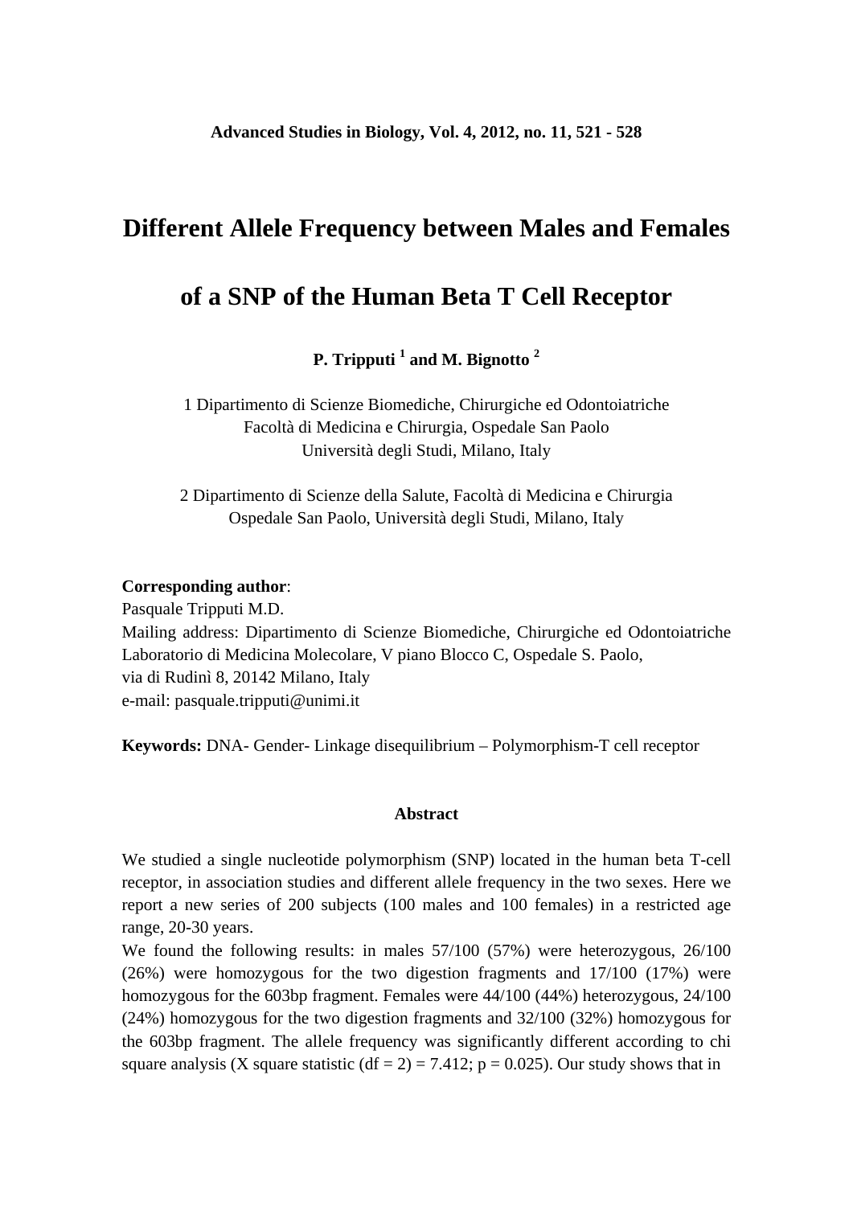# Different Allele Frequency between Males and Females of a SNP of the Human Beta T Cell Receptor

**P. Tripputi [1] and M. Bignotto [2]**

1 Dipartimento di Scienze Biomediche, Chirurgiche ed Odontoiatriche
Facoltà di Medicina e Chirurgia, Ospedale San Paolo
Università degli Studi, Milano, Italy

2 Dipartimento di Scienze della Salute, Facoltà di Medicina e Chirurgia
Ospedale San Paolo, Università degli Studi, Milano, Italy

**Corresponding author**:
Pasquale Tripputi M.D.
Mailing address: Dipartimento di Scienze Biomediche, Chirurgiche ed Odontoiatriche Laboratorio di Medicina Molecolare, V piano Blocco C, Ospedale S. Paolo,
via di Rudinì 8, 20142 Milano, Italy
e-mail: pasquale.tripputi@unimi.it

**Keywords:** DNA- Gender- Linkage disequilibrium – Polymorphism-T cell receptor

## Abstract

We studied a single nucleotide polymorphism (SNP) located in the human beta T-cell receptor, in association studies and different allele frequency in the two sexes. Here we report a new series of 200 subjects (100 males and 100 females) in a restricted age range, 20-30 years.

We found the following results: in males 57/100 (57%) were heterozygous, 26/100 (26%) were homozygous for the two digestion fragments and 17/100 (17%) were homozygous for the 603bp fragment. Females were 44/100 (44%) heterozygous, 24/100 (24%) homozygous for the two digestion fragments and 32/100 (32%) homozygous for the 603bp fragment. The allele frequency was significantly different according to chi square analysis (X square statistic (df = 2) = 7.412; p = 0.025). Our study shows that in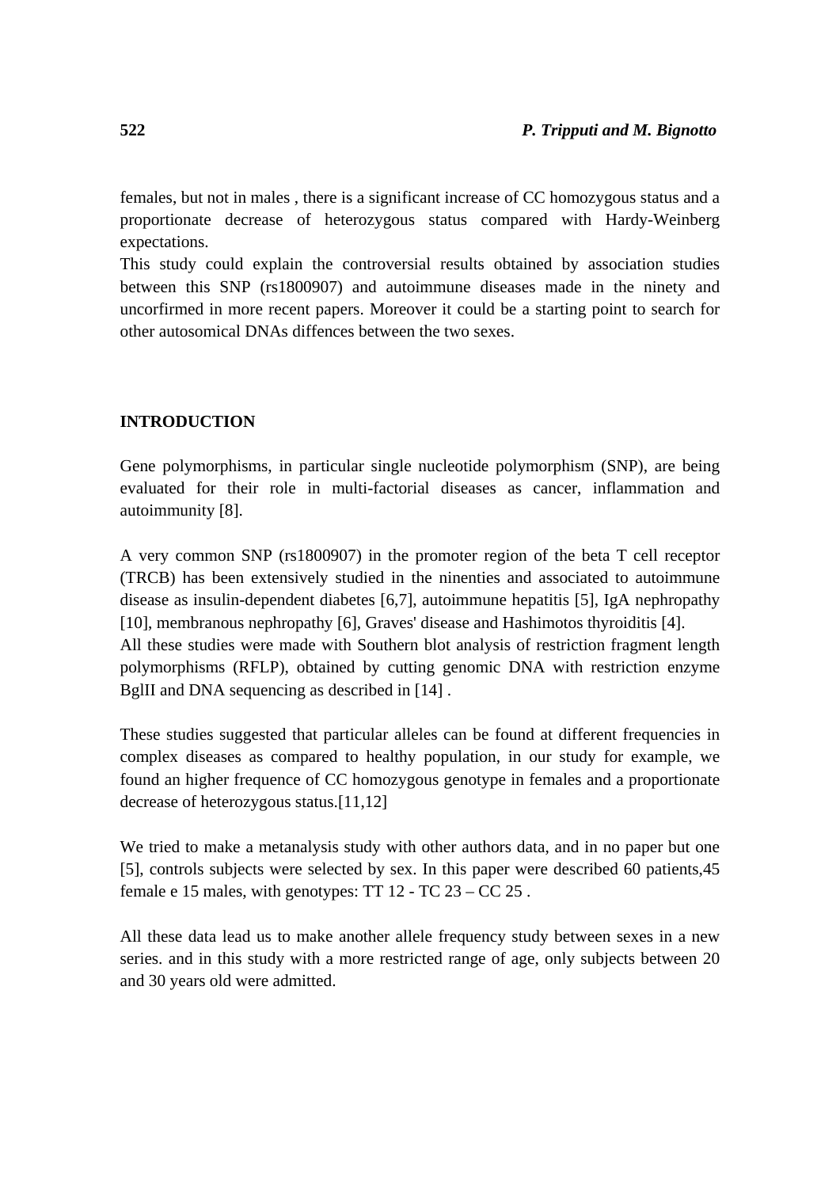females, but not in males , there is a significant increase of CC homozygous status and a proportionate decrease of heterozygous status compared with Hardy-Weinberg expectations.

This study could explain the controversial results obtained by association studies between this SNP (rs1800907) and autoimmune diseases made in the ninety and uncorfirmed in more recent papers. Moreover it could be a starting point to search for other autosomical DNAs diffences between the two sexes.

## INTRODUCTION

Gene polymorphisms, in particular single nucleotide polymorphism (SNP), are being evaluated for their role in multi-factorial diseases as cancer, inflammation and autoimmunity [8].

A very common SNP (rs1800907) in the promoter region of the beta T cell receptor (TRCB) has been extensively studied in the ninenties and associated to autoimmune disease as insulin-dependent diabetes [6,7], autoimmune hepatitis [5], IgA nephropathy [10], membranous nephropathy [6], Graves' disease and Hashimotos thyroiditis [4].

All these studies were made with Southern blot analysis of restriction fragment length polymorphisms (RFLP), obtained by cutting genomic DNA with restriction enzyme BglII and DNA sequencing as described in [14] .

These studies suggested that particular alleles can be found at different frequencies in complex diseases as compared to healthy population, in our study for example, we found an higher frequence of CC homozygous genotype in females and a proportionate decrease of heterozygous status.[11,12]

We tried to make a metanalysis study with other authors data, and in no paper but one [5], controls subjects were selected by sex. In this paper were described 60 patients,45 female e 15 males, with genotypes: TT 12 - TC 23 – CC 25 .

All these data lead us to make another allele frequency study between sexes in a new series. and in this study with a more restricted range of age, only subjects between 20 and 30 years old were admitted.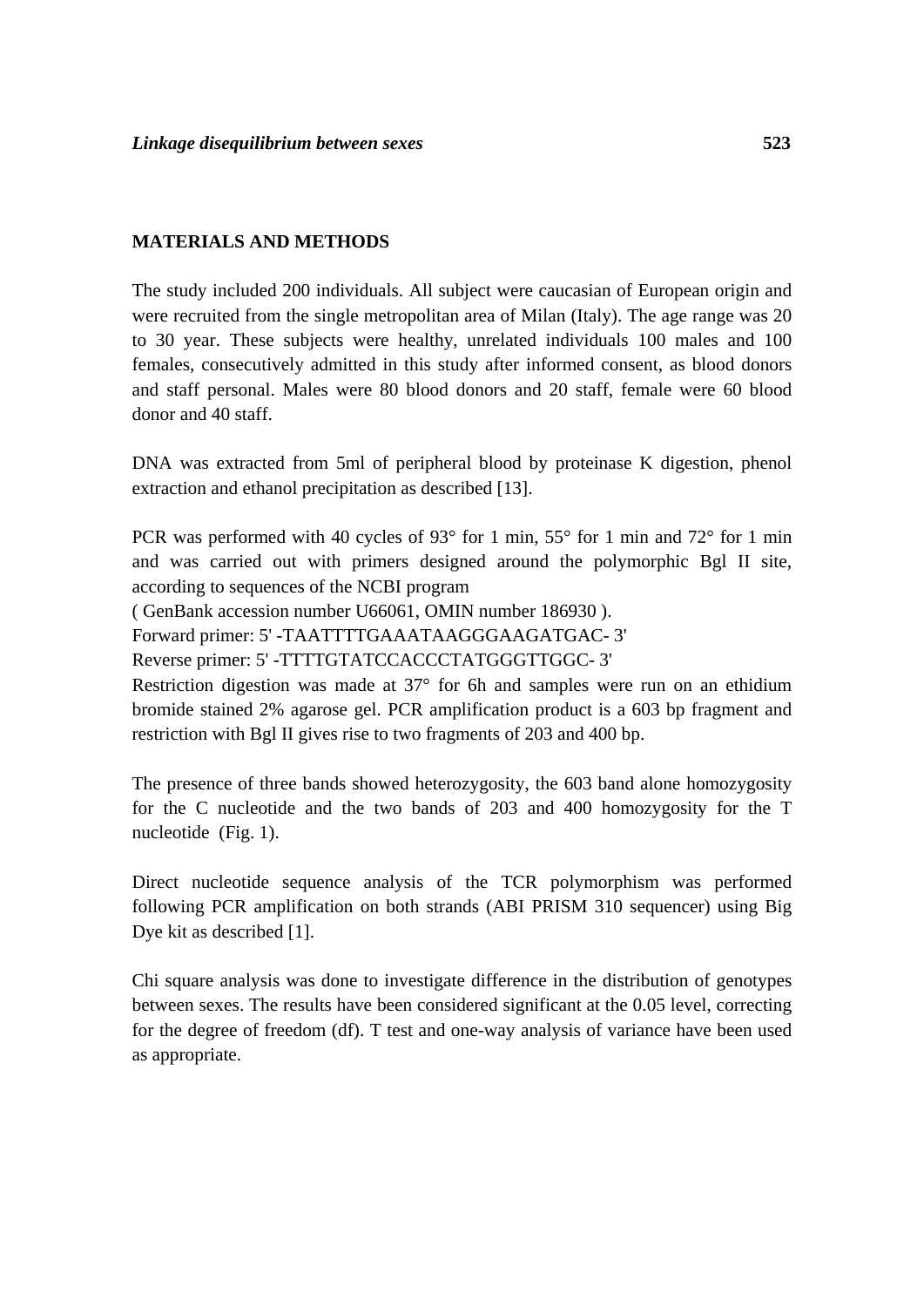## MATERIALS AND METHODS

The study included 200 individuals. All subject were caucasian of European origin and were recruited from the single metropolitan area of Milan (Italy). The age range was 20 to 30 year. These subjects were healthy, unrelated individuals 100 males and 100 females, consecutively admitted in this study after informed consent, as blood donors and staff personal. Males were 80 blood donors and 20 staff, female were 60 blood donor and 40 staff.

DNA was extracted from 5ml of peripheral blood by proteinase K digestion, phenol extraction and ethanol precipitation as described [13].

PCR was performed with 40 cycles of 93° for 1 min, 55° for 1 min and 72° for 1 min and was carried out with primers designed around the polymorphic Bgl II site, according to sequences of the NCBI program
( GenBank accession number U66061, OMIN number 186930 ).
Forward primer: 5' -TAATTTTGAAATAAGGGAAGATGAC- 3'
Reverse primer: 5' -TTTTGTATCCACCCTATGGGTTGGC- 3'
Restriction digestion was made at 37° for 6h and samples were run on an ethidium bromide stained 2% agarose gel. PCR amplification product is a 603 bp fragment and restriction with Bgl II gives rise to two fragments of 203 and 400 bp.

The presence of three bands showed heterozygosity, the 603 band alone homozygosity for the C nucleotide and the two bands of 203 and 400 homozygosity for the T nucleotide (Fig. 1).

Direct nucleotide sequence analysis of the TCR polymorphism was performed following PCR amplification on both strands (ABI PRISM 310 sequencer) using Big Dye kit as described [1].

Chi square analysis was done to investigate difference in the distribution of genotypes between sexes. The results have been considered significant at the 0.05 level, correcting for the degree of freedom (df). T test and one-way analysis of variance have been used as appropriate.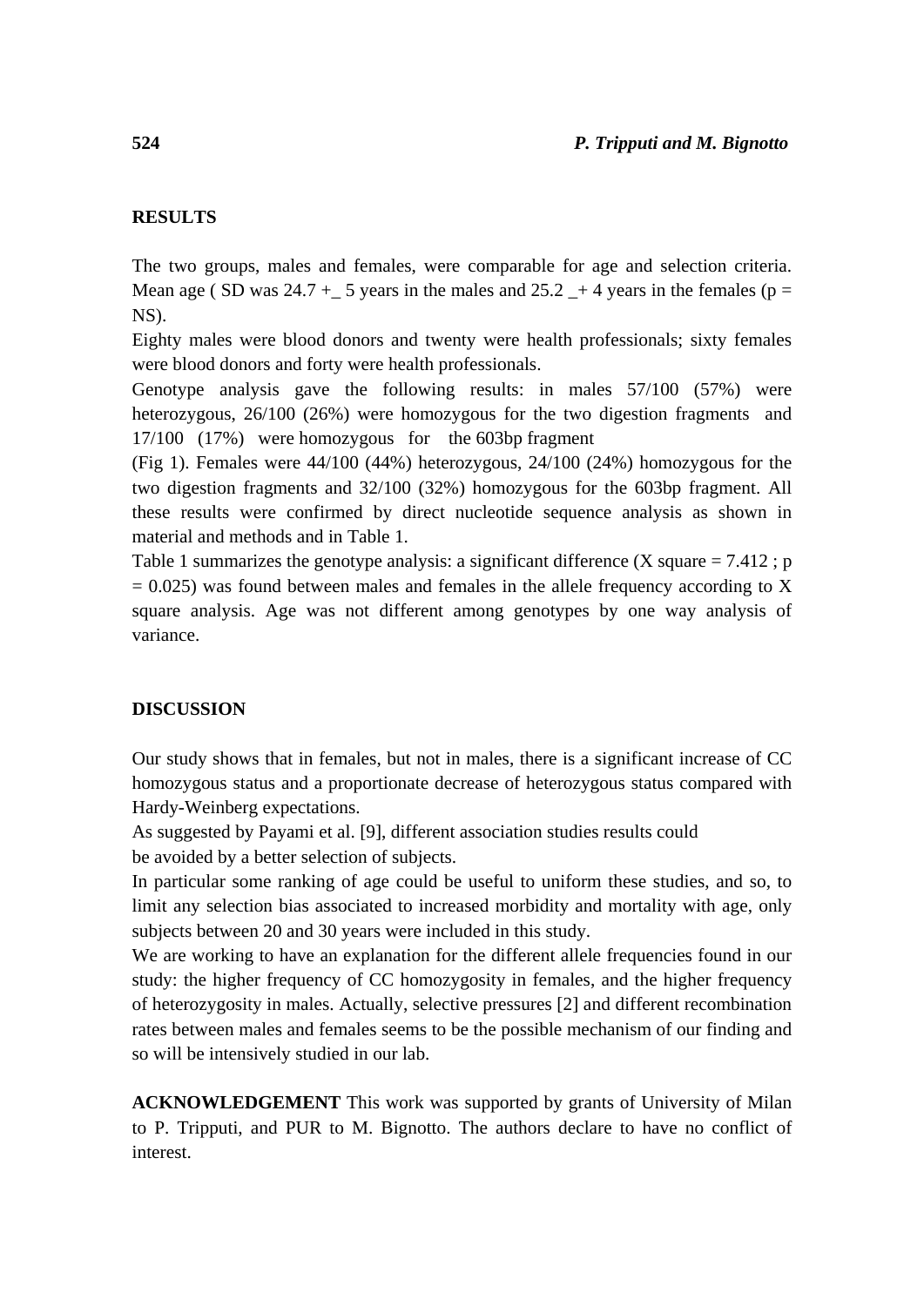## RESULTS

The two groups, males and females, were comparable for age and selection criteria. Mean age ( SD was 24.7 +_ 5 years in the males and 25.2 _+ 4 years in the females (p = NS).

Eighty males were blood donors and twenty were health professionals; sixty females were blood donors and forty were health professionals.

Genotype analysis gave the following results: in males 57/100 (57%) were heterozygous, 26/100 (26%) were homozygous for the two digestion fragments and 17/100 (17%) were homozygous for the 603bp fragment (Fig 1). Females were 44/100 (44%) heterozygous, 24/100 (24%) homozygous for the two digestion fragments and 32/100 (32%) homozygous for the 603bp fragment. All these results were confirmed by direct nucleotide sequence analysis as shown in material and methods and in Table 1.

Table 1 summarizes the genotype analysis: a significant difference (X square = 7.412 ; p = 0.025) was found between males and females in the allele frequency according to X square analysis. Age was not different among genotypes by one way analysis of variance.

## DISCUSSION

Our study shows that in females, but not in males, there is a significant increase of CC homozygous status and a proportionate decrease of heterozygous status compared with Hardy-Weinberg expectations.

As suggested by Payami et al. [9], different association studies results could be avoided by a better selection of subjects.

In particular some ranking of age could be useful to uniform these studies, and so, to limit any selection bias associated to increased morbidity and mortality with age, only subjects between 20 and 30 years were included in this study.

We are working to have an explanation for the different allele frequencies found in our study: the higher frequency of CC homozygosity in females, and the higher frequency of heterozygosity in males. Actually, selective pressures [2] and different recombination rates between males and females seems to be the possible mechanism of our finding and so will be intensively studied in our lab.

**ACKNOWLEDGEMENT** This work was supported by grants of University of Milan to P. Tripputi, and PUR to M. Bignotto. The authors declare to have no conflict of interest.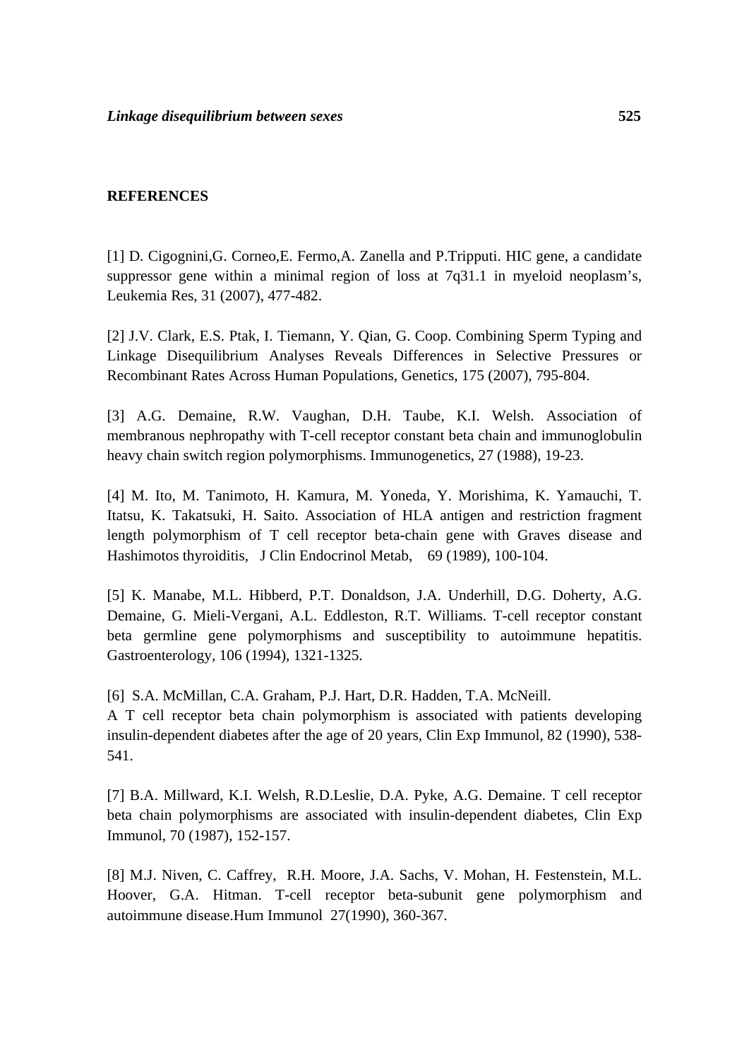## REFERENCES

[1] D. Cigognini,G. Corneo,E. Fermo,A. Zanella and P.Tripputi. HIC gene, a candidate suppressor gene within a minimal region of loss at 7q31.1 in myeloid neoplasm's, Leukemia Res, 31 (2007), 477-482.

[2] J.V. Clark, E.S. Ptak, I. Tiemann, Y. Qian, G. Coop. Combining Sperm Typing and Linkage Disequilibrium Analyses Reveals Differences in Selective Pressures or Recombinant Rates Across Human Populations, Genetics, 175 (2007), 795-804.

[3] A.G. Demaine, R.W. Vaughan, D.H. Taube, K.I. Welsh. Association of membranous nephropathy with T-cell receptor constant beta chain and immunoglobulin heavy chain switch region polymorphisms. Immunogenetics, 27 (1988), 19-23.

[4] M. Ito, M. Tanimoto, H. Kamura, M. Yoneda, Y. Morishima, K. Yamauchi, T. Itatsu, K. Takatsuki, H. Saito. Association of HLA antigen and restriction fragment length polymorphism of T cell receptor beta-chain gene with Graves disease and Hashimotos thyroiditis, J Clin Endocrinol Metab, 69 (1989), 100-104.

[5] K. Manabe, M.L. Hibberd, P.T. Donaldson, J.A. Underhill, D.G. Doherty, A.G. Demaine, G. Mieli-Vergani, A.L. Eddleston, R.T. Williams. T-cell receptor constant beta germline gene polymorphisms and susceptibility to autoimmune hepatitis. Gastroenterology, 106 (1994), 1321-1325.

[6] S.A. McMillan, C.A. Graham, P.J. Hart, D.R. Hadden, T.A. McNeill.
A T cell receptor beta chain polymorphism is associated with patients developing insulin-dependent diabetes after the age of 20 years, Clin Exp Immunol, 82 (1990), 538-541.

[7] B.A. Millward, K.I. Welsh, R.D.Leslie, D.A. Pyke, A.G. Demaine. T cell receptor beta chain polymorphisms are associated with insulin-dependent diabetes, Clin Exp Immunol, 70 (1987), 152-157.

[8] M.J. Niven, C. Caffrey, R.H. Moore, J.A. Sachs, V. Mohan, H. Festenstein, M.L. Hoover, G.A. Hitman. T-cell receptor beta-subunit gene polymorphism and autoimmune disease.Hum Immunol 27(1990), 360-367.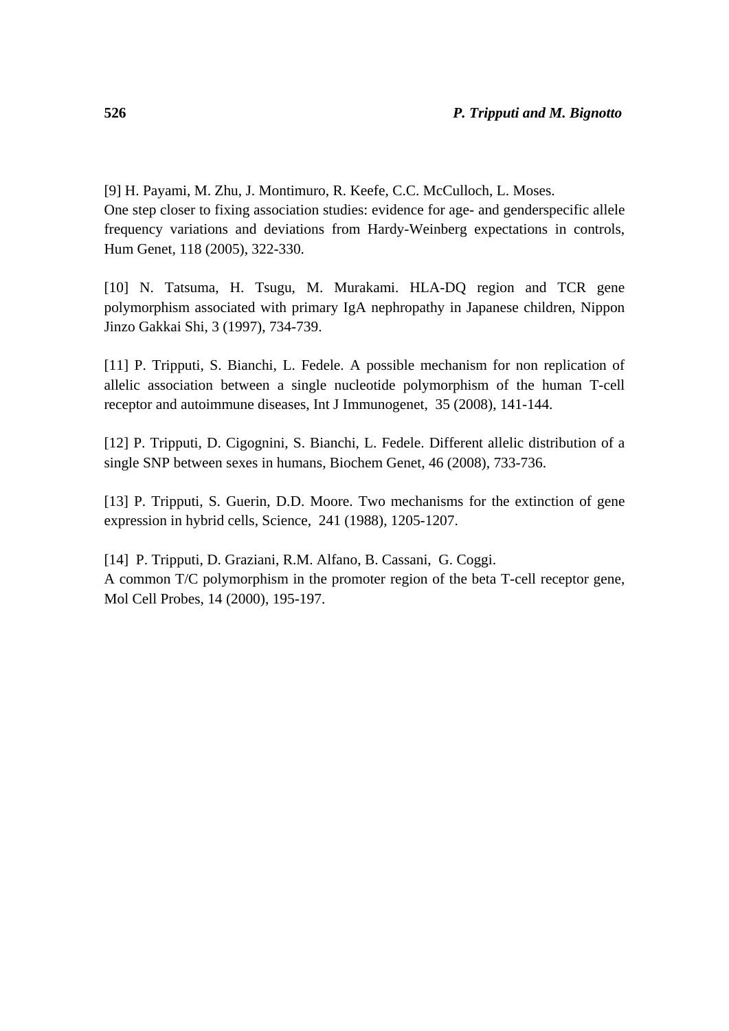[9] H. Payami, M. Zhu, J. Montimuro, R. Keefe, C.C. McCulloch, L. Moses.
One step closer to fixing association studies: evidence for age- and genderspecific allele frequency variations and deviations from Hardy-Weinberg expectations in controls, Hum Genet, 118 (2005), 322-330.

[10] N. Tatsuma, H. Tsugu, M. Murakami. HLA-DQ region and TCR gene polymorphism associated with primary IgA nephropathy in Japanese children, Nippon Jinzo Gakkai Shi, 3 (1997), 734-739.

[11] P. Tripputi, S. Bianchi, L. Fedele. A possible mechanism for non replication of allelic association between a single nucleotide polymorphism of the human T-cell receptor and autoimmune diseases, Int J Immunogenet, 35 (2008), 141-144.

[12] P. Tripputi, D. Cigognini, S. Bianchi, L. Fedele. Different allelic distribution of a single SNP between sexes in humans, Biochem Genet, 46 (2008), 733-736.

[13] P. Tripputi, S. Guerin, D.D. Moore. Two mechanisms for the extinction of gene expression in hybrid cells, Science, 241 (1988), 1205-1207.

[14] P. Tripputi, D. Graziani, R.M. Alfano, B. Cassani, G. Coggi.
A common T/C polymorphism in the promoter region of the beta T-cell receptor gene, Mol Cell Probes, 14 (2000), 195-197.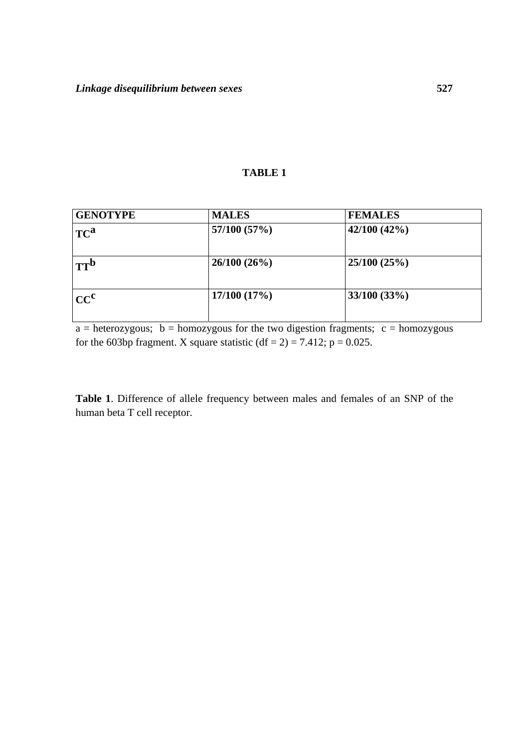**TABLE 1**

| GENOTYPE | MALES | FEMALES |
|---|---|---|
| TC[a] | 57/100 (57%) | 42/100 (42%) |
| TT[b] | 26/100 (26%) | 25/100 (25%) |
| CC[c] | 17/100 (17%) | 33/100 (33%) |

a = heterozygous; b = homozygous for the two digestion fragments; c = homozygous for the 603bp fragment. X square statistic (df = 2) = 7.412; p = 0.025.

**Table 1**. Difference of allele frequency between males and females of an SNP of the human beta T cell receptor.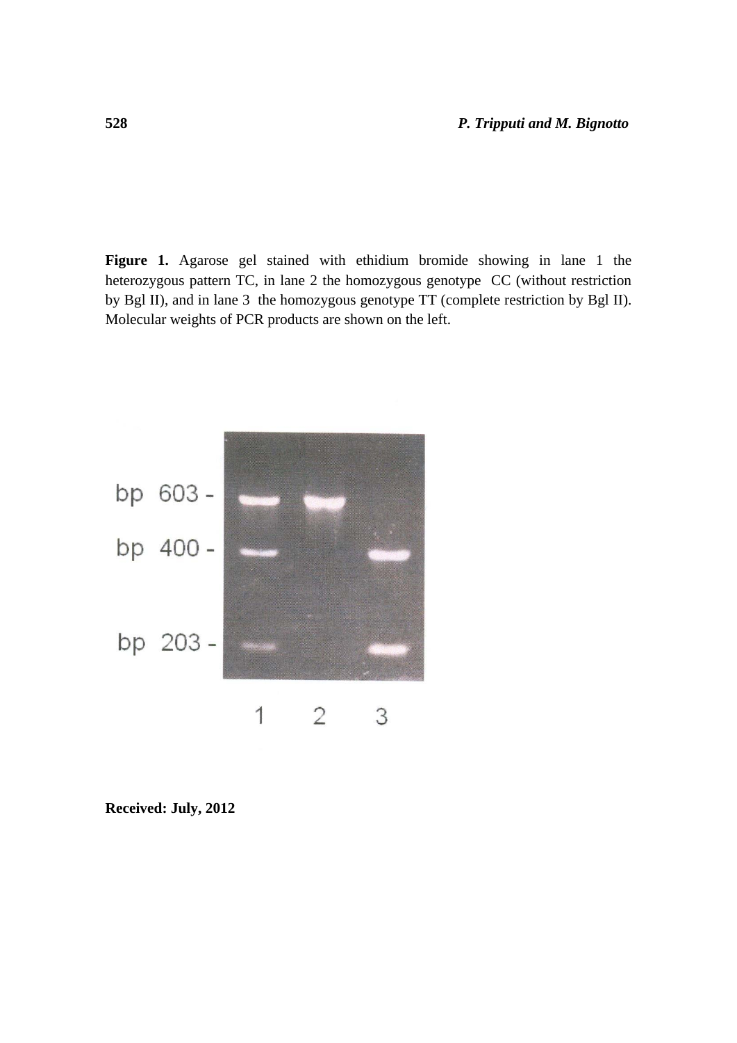**Figure 1.** Agarose gel stained with ethidium bromide showing in lane 1 the heterozygous pattern TC, in lane 2 the homozygous genotype CC (without restriction by Bgl II), and in lane 3 the homozygous genotype TT (complete restriction by Bgl II). Molecular weights of PCR products are shown on the left.

bp 603 -
bp 400 -
bp 203 -

1 2 3

**Received: July, 2012**